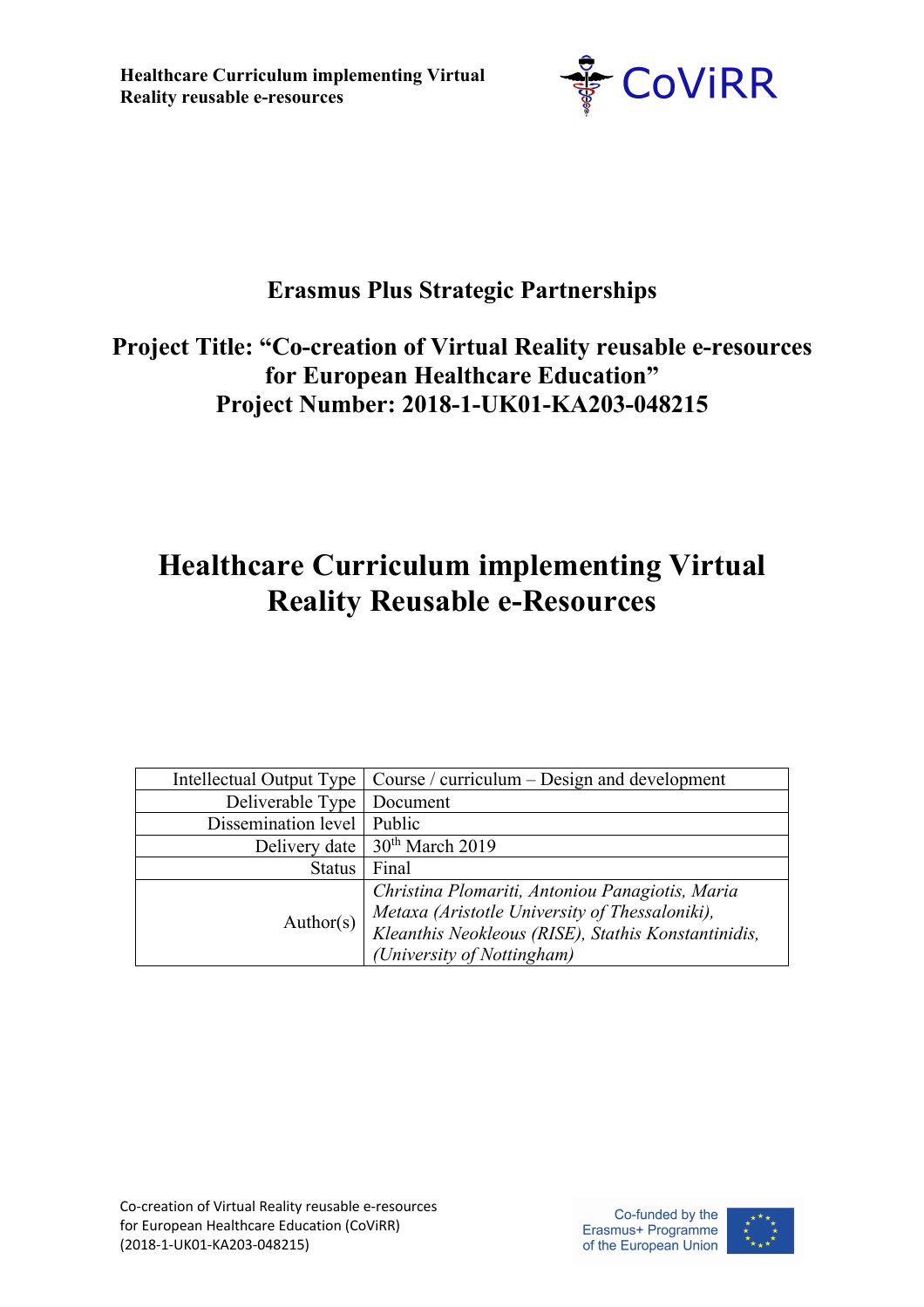**Erasmus Plus Strategic Partnerships**

**Project Title: "Co-creation of Virtual Reality reusable e-resources for European Healthcare Education"**
**Project Number: 2018-1-UK01-KA203-048215**

# Healthcare Curriculum implementing Virtual Reality Reusable e-Resources

| | |
|---|---|
| Intellectual Output Type | Course / curriculum – Design and development |
| Deliverable Type | Document |
| Dissemination level | Public |
| Delivery date | 30th March 2019 |
| Status | Final |
| Author(s) | *Christina Plomariti, Antoniou Panagiotis, Maria Metaxa (Aristotle University of Thessaloniki), Kleanthis Neokleous (RISE), Stathis Konstantinidis, (University of Nottingham)* |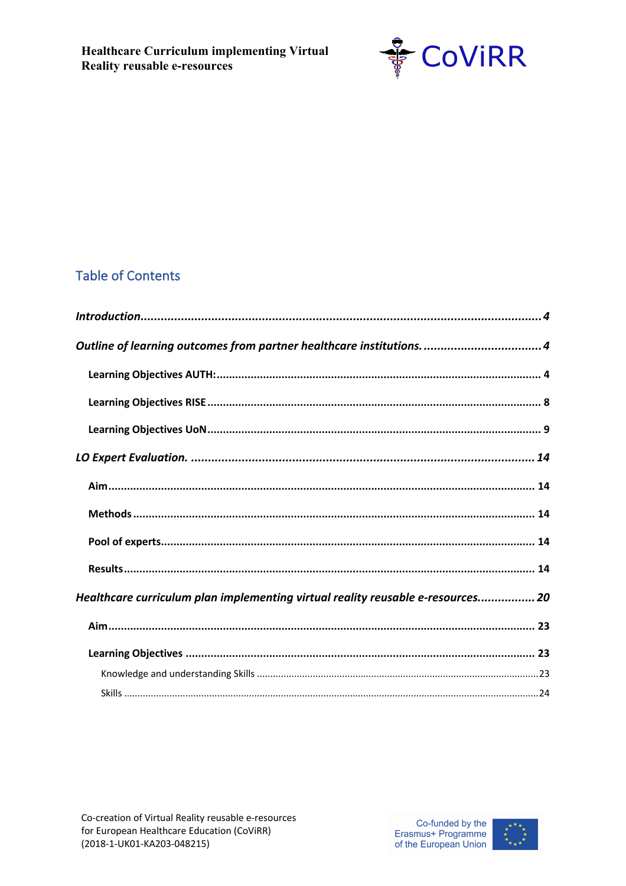## Table of Contents

*Introduction* ........................................................................................................ *4*

*Outline of learning outcomes from partner healthcare institutions.* ........................... *4*

- **Learning Objectives AUTH:** ............................................................................ **4**
- **Learning Objectives RISE** ............................................................................... **8**
- **Learning Objectives UoN** ................................................................................ **9**

*LO Expert Evaluation.* ........................................................................................ *14*

- **Aim** ................................................................................................................ **14**
- **Methods** ......................................................................................................... **14**
- **Pool of experts** ............................................................................................... **14**
- **Results** ........................................................................................................... **14**

*Healthcare curriculum plan implementing virtual reality reusable e-resources.* ........ *20*

- **Aim** ................................................................................................................ **23**
- **Learning Objectives** ........................................................................................ **23**
  - Knowledge and understanding Skills ............................................................... 23
  - Skills ................................................................................................................ 24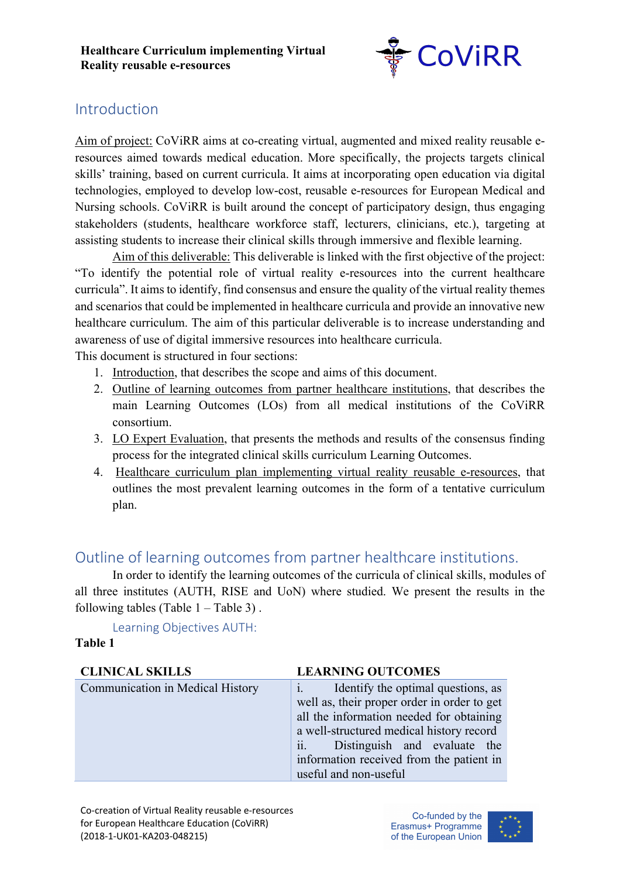## Introduction

Aim of project: CoViRR aims at co-creating virtual, augmented and mixed reality reusable e-resources aimed towards medical education. More specifically, the projects targets clinical skills' training, based on current curricula. It aims at incorporating open education via digital technologies, employed to develop low-cost, reusable e-resources for European Medical and Nursing schools. CoViRR is built around the concept of participatory design, thus engaging stakeholders (students, healthcare workforce staff, lecturers, clinicians, etc.), targeting at assisting students to increase their clinical skills through immersive and flexible learning.

Aim of this deliverable: This deliverable is linked with the first objective of the project: "To identify the potential role of virtual reality e-resources into the current healthcare curricula". It aims to identify, find consensus and ensure the quality of the virtual reality themes and scenarios that could be implemented in healthcare curricula and provide an innovative new healthcare curriculum. The aim of this particular deliverable is to increase understanding and awareness of use of digital immersive resources into healthcare curricula.

This document is structured in four sections:

1. Introduction, that describes the scope and aims of this document.
2. Outline of learning outcomes from partner healthcare institutions, that describes the main Learning Outcomes (LOs) from all medical institutions of the CoViRR consortium.
3. LO Expert Evaluation, that presents the methods and results of the consensus finding process for the integrated clinical skills curriculum Learning Outcomes.
4. Healthcare curriculum plan implementing virtual reality reusable e-resources, that outlines the most prevalent learning outcomes in the form of a tentative curriculum plan.

## Outline of learning outcomes from partner healthcare institutions.

In order to identify the learning outcomes of the curricula of clinical skills, modules of all three institutes (AUTH, RISE and UoN) where studied. We present the results in the following tables (Table 1 – Table 3) .

### Learning Objectives AUTH:

**Table 1**

| CLINICAL SKILLS | LEARNING OUTCOMES |
|---|---|
| Communication in Medical History | i. Identify the optimal questions, as well as, their proper order in order to get all the information needed for obtaining a well-structured medical history record<br>ii. Distinguish and evaluate the information received from the patient in useful and non-useful |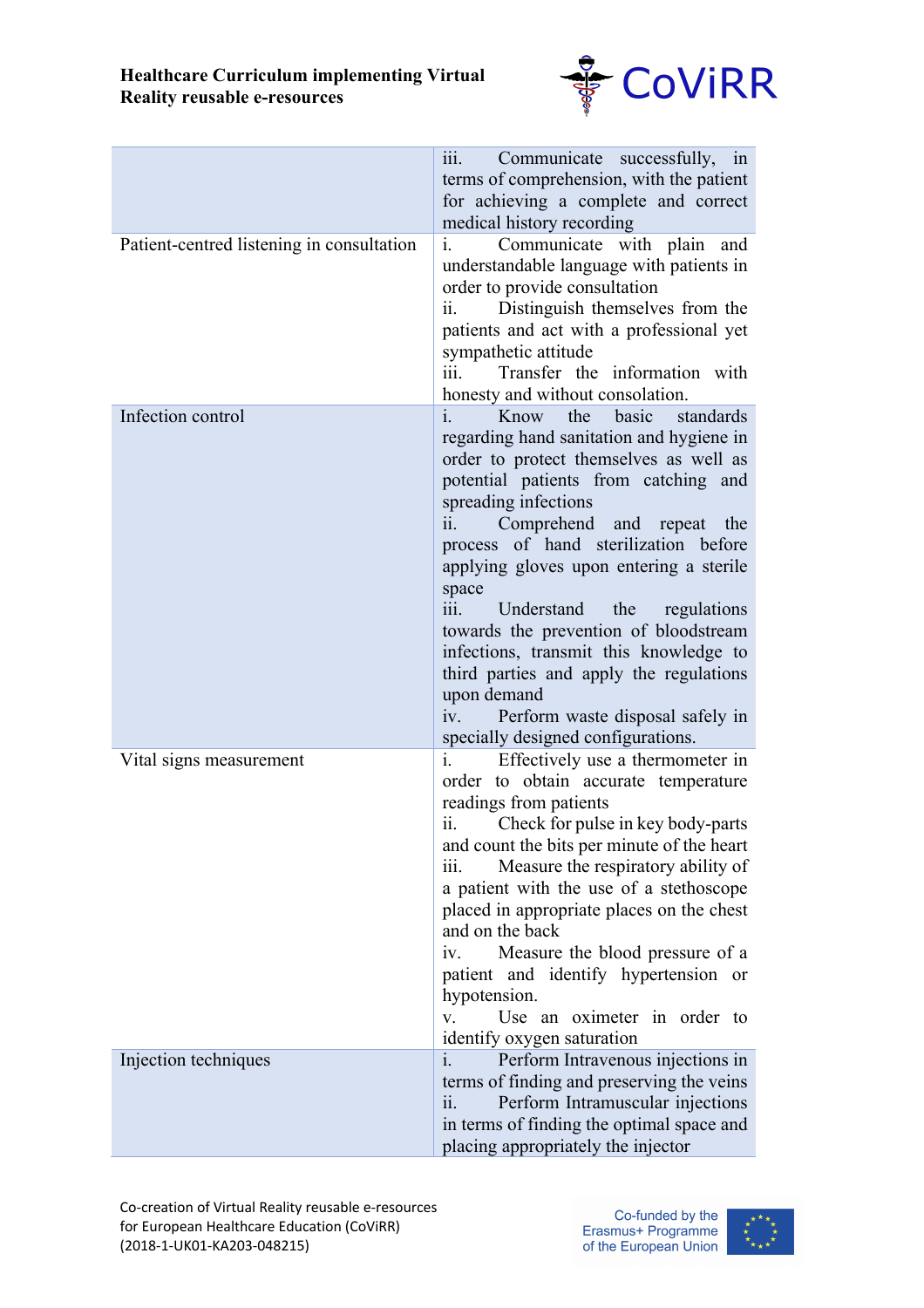| | |
|---|---|
| | iii. Communicate successfully, in terms of comprehension, with the patient for achieving a complete and correct medical history recording |
| Patient-centred listening in consultation | i. Communicate with plain and understandable language with patients in order to provide consultation<br>ii. Distinguish themselves from the patients and act with a professional yet sympathetic attitude<br>iii. Transfer the information with honesty and without consolation. |
| Infection control | i. Know the basic standards regarding hand sanitation and hygiene in order to protect themselves as well as potential patients from catching and spreading infections<br>ii. Comprehend and repeat the process of hand sterilization before applying gloves upon entering a sterile space<br>iii. Understand the regulations towards the prevention of bloodstream infections, transmit this knowledge to third parties and apply the regulations upon demand<br>iv. Perform waste disposal safely in specially designed configurations. |
| Vital signs measurement | i. Effectively use a thermometer in order to obtain accurate temperature readings from patients<br>ii. Check for pulse in key body-parts and count the bits per minute of the heart<br>iii. Measure the respiratory ability of a patient with the use of a stethoscope placed in appropriate places on the chest and on the back<br>iv. Measure the blood pressure of a patient and identify hypertension or hypotension.<br>v. Use an oximeter in order to identify oxygen saturation |
| Injection techniques | i. Perform Intravenous injections in terms of finding and preserving the veins<br>ii. Perform Intramuscular injections in terms of finding the optimal space and placing appropriately the injector |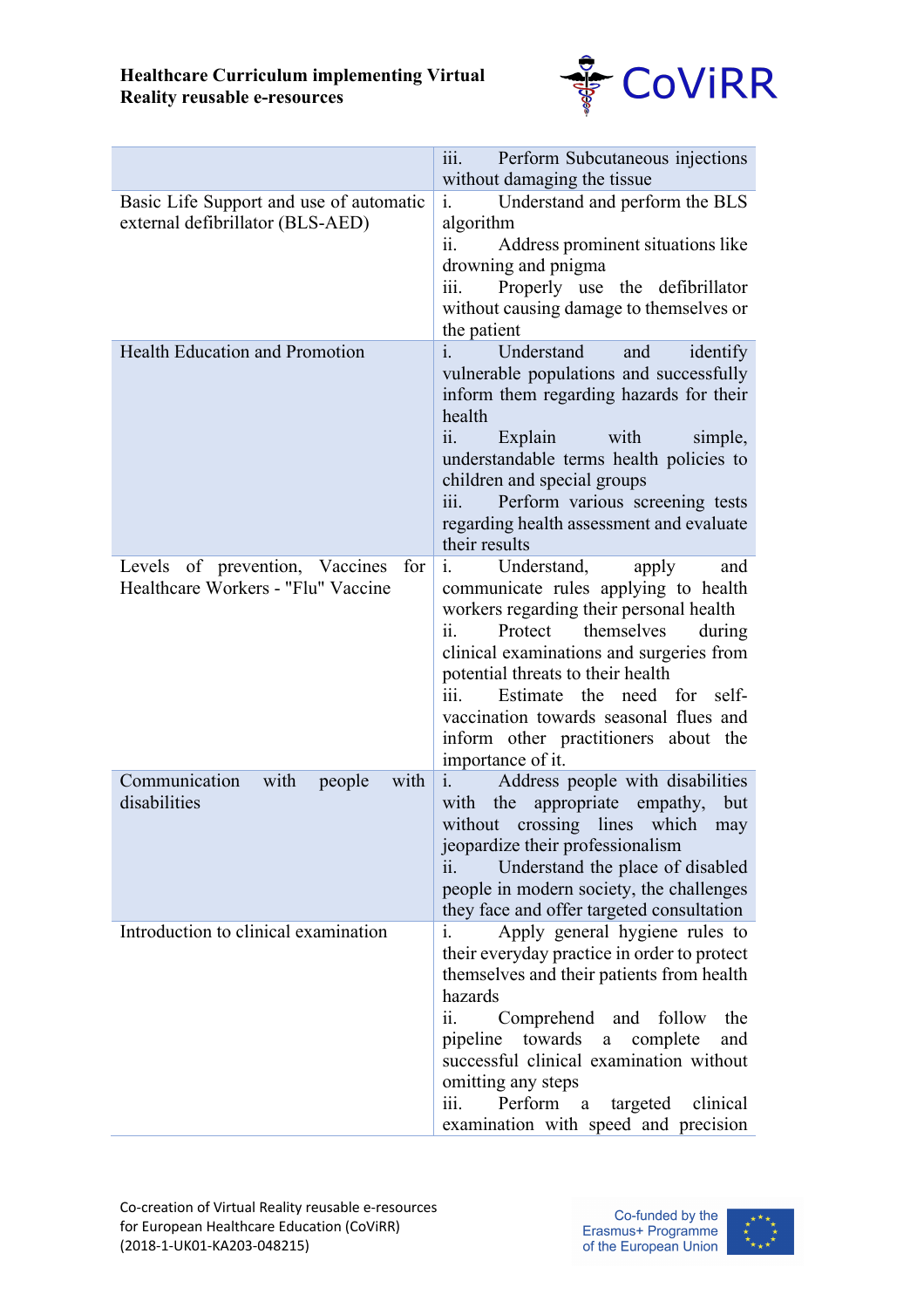| | |
|---|---|
| | iii. Perform Subcutaneous injections without damaging the tissue |
| Basic Life Support and use of automatic external defibrillator (BLS-AED) | i. Understand and perform the BLS algorithm<br>ii. Address prominent situations like drowning and pnigma<br>iii. Properly use the defibrillator without causing damage to themselves or the patient |
| Health Education and Promotion | i. Understand and identify vulnerable populations and successfully inform them regarding hazards for their health<br>ii. Explain with simple, understandable terms health policies to children and special groups<br>iii. Perform various screening tests regarding health assessment and evaluate their results |
| Levels of prevention, Vaccines for Healthcare Workers - "Flu" Vaccine | i. Understand, apply and communicate rules applying to health workers regarding their personal health<br>ii. Protect themselves during clinical examinations and surgeries from potential threats to their health<br>iii. Estimate the need for self-vaccination towards seasonal flues and inform other practitioners about the importance of it. |
| Communication with people with disabilities | i. Address people with disabilities with the appropriate empathy, but without crossing lines which may jeopardize their professionalism<br>ii. Understand the place of disabled people in modern society, the challenges they face and offer targeted consultation |
| Introduction to clinical examination | i. Apply general hygiene rules to their everyday practice in order to protect themselves and their patients from health hazards<br>ii. Comprehend and follow the pipeline towards a complete and successful clinical examination without omitting any steps<br>iii. Perform a targeted clinical examination with speed and precision |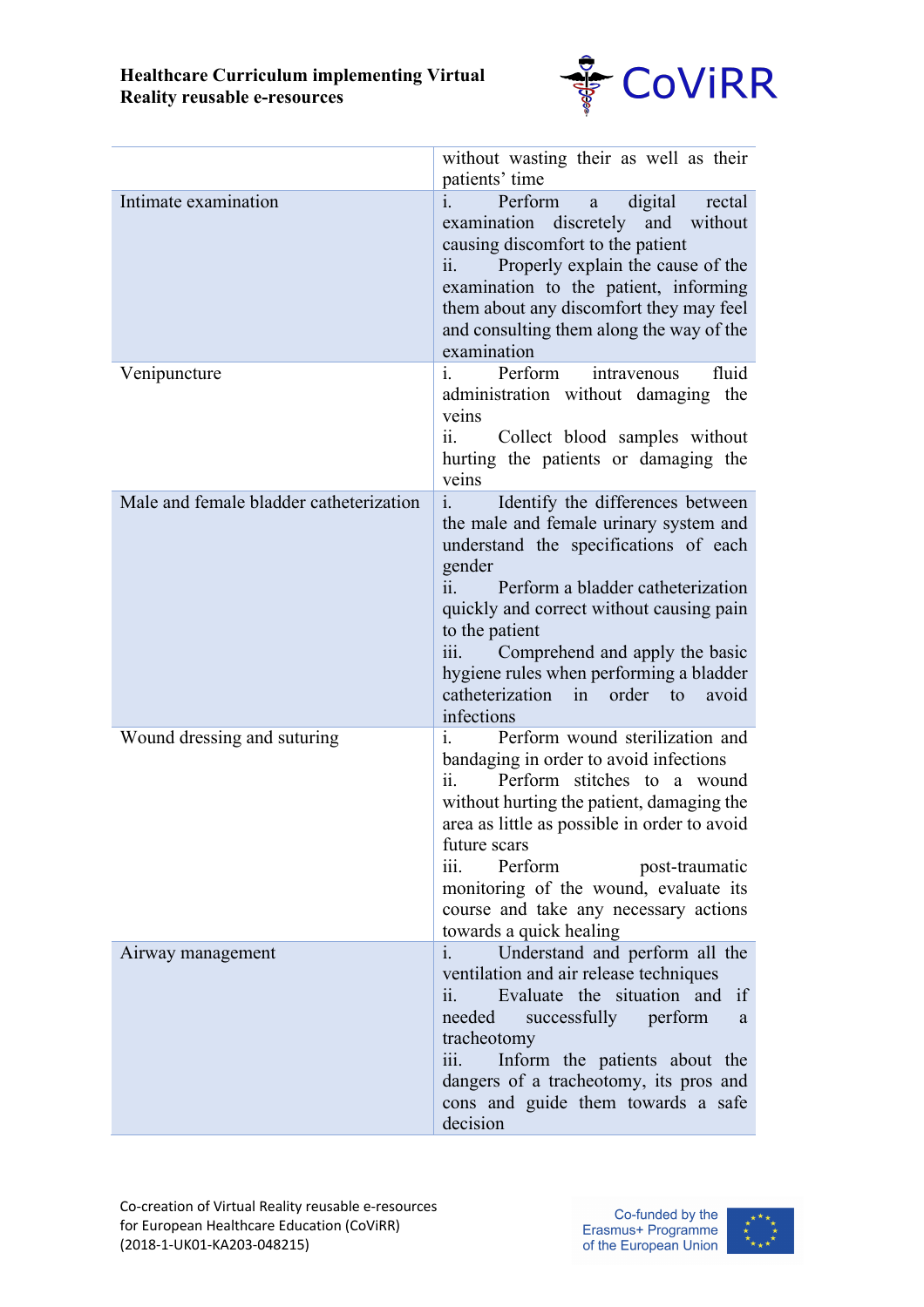| | |
|---|---|
| | without wasting their as well as their patients' time |
| Intimate examination | i. Perform a digital rectal examination discretely and without causing discomfort to the patient<br>ii. Properly explain the cause of the examination to the patient, informing them about any discomfort they may feel and consulting them along the way of the examination |
| Venipuncture | i. Perform intravenous fluid administration without damaging the veins<br>ii. Collect blood samples without hurting the patients or damaging the veins |
| Male and female bladder catheterization | i. Identify the differences between the male and female urinary system and understand the specifications of each gender<br>ii. Perform a bladder catheterization quickly and correct without causing pain to the patient<br>iii. Comprehend and apply the basic hygiene rules when performing a bladder catheterization in order to avoid infections |
| Wound dressing and suturing | i. Perform wound sterilization and bandaging in order to avoid infections<br>ii. Perform stitches to a wound without hurting the patient, damaging the area as little as possible in order to avoid future scars<br>iii. Perform post-traumatic monitoring of the wound, evaluate its course and take any necessary actions towards a quick healing |
| Airway management | i. Understand and perform all the ventilation and air release techniques<br>ii. Evaluate the situation and if needed successfully perform a tracheotomy<br>iii. Inform the patients about the dangers of a tracheotomy, its pros and cons and guide them towards a safe decision |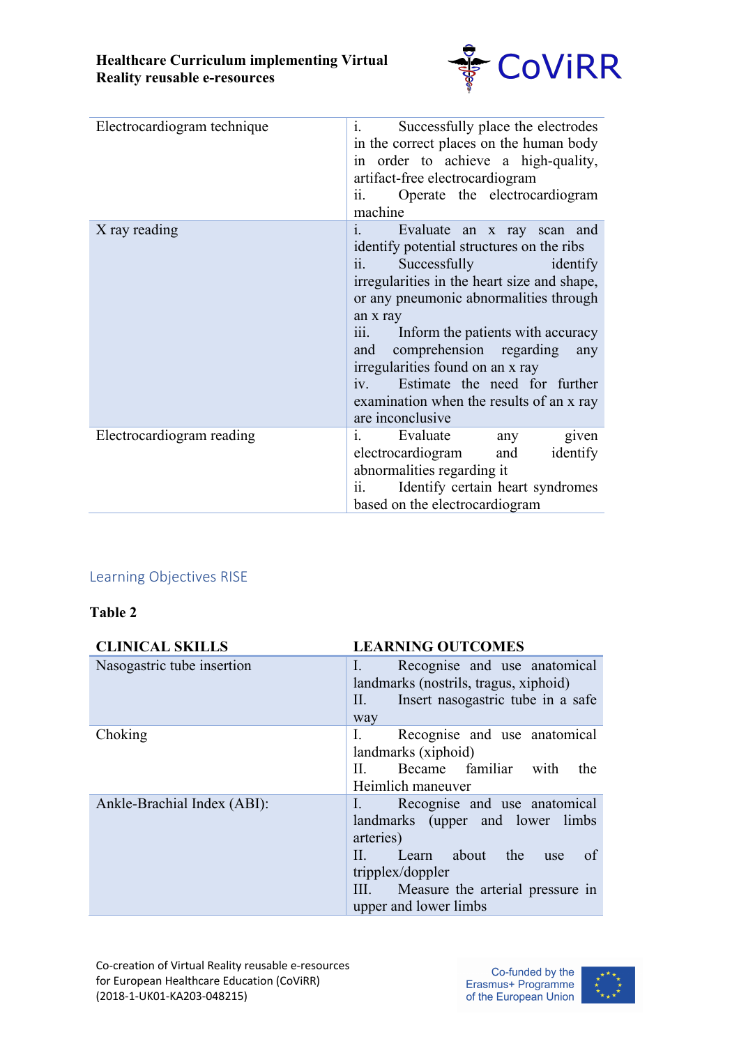| | |
|---|---|
| Electrocardiogram technique | i. Successfully place the electrodes in the correct places on the human body in order to achieve a high-quality, artifact-free electrocardiogram<br>ii. Operate the electrocardiogram machine |
| X ray reading | i. Evaluate an x ray scan and identify potential structures on the ribs<br>ii. Successfully identify irregularities in the heart size and shape, or any pneumonic abnormalities through an x ray<br>iii. Inform the patients with accuracy and comprehension regarding any irregularities found on an x ray<br>iv. Estimate the need for further examination when the results of an x ray are inconclusive |
| Electrocardiogram reading | i. Evaluate any given electrocardiogram and identify abnormalities regarding it<br>ii. Identify certain heart syndromes based on the electrocardiogram |

## Learning Objectives RISE

**Table 2**

| CLINICAL SKILLS | LEARNING OUTCOMES |
|---|---|
| Nasogastric tube insertion | I. Recognise and use anatomical landmarks (nostrils, tragus, xiphoid)<br>II. Insert nasogastric tube in a safe way |
| Choking | I. Recognise and use anatomical landmarks (xiphoid)<br>II. Became familiar with the Heimlich maneuver |
| Ankle-Brachial Index (ABI): | I. Recognise and use anatomical landmarks (upper and lower limbs arteries)<br>II. Learn about the use of tripplex/doppler<br>III. Measure the arterial pressure in upper and lower limbs |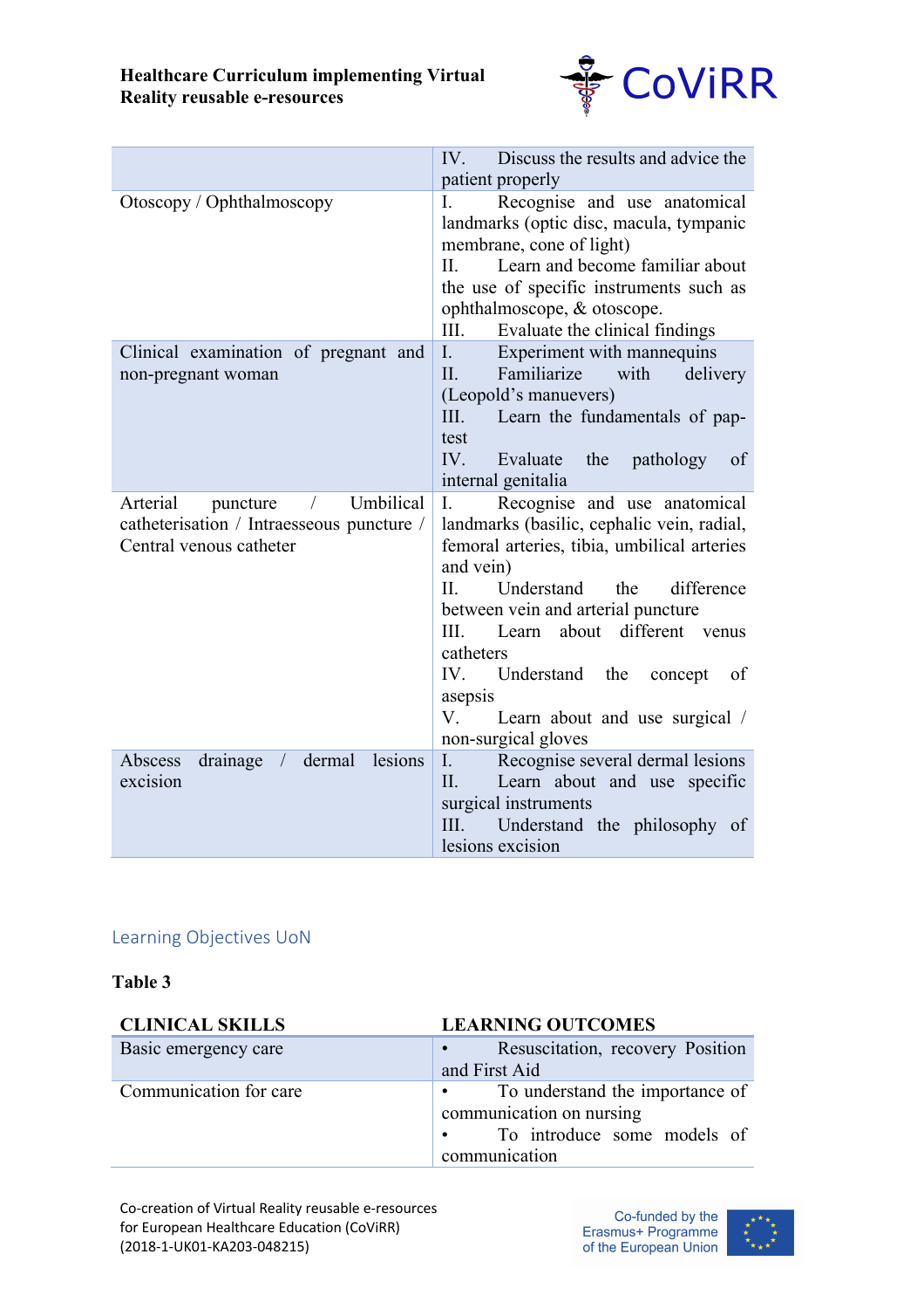| | |
|---|---|
| | IV. Discuss the results and advice the patient properly |
| Otoscopy / Ophthalmoscopy | I. Recognise and use anatomical landmarks (optic disc, macula, tympanic membrane, cone of light)<br>II. Learn and become familiar about the use of specific instruments such as ophthalmoscope, & otoscope.<br>III. Evaluate the clinical findings |
| Clinical examination of pregnant and non-pregnant woman | I. Experiment with mannequins<br>II. Familiarize with delivery (Leopold's manuevers)<br>III. Learn the fundamentals of pap-test<br>IV. Evaluate the pathology of internal genitalia |
| Arterial puncture / Umbilical catheterisation / Intraesseous puncture / Central venous catheter | I. Recognise and use anatomical landmarks (basilic, cephalic vein, radial, femoral arteries, tibia, umbilical arteries and vein)<br>II. Understand the difference between vein and arterial puncture<br>III. Learn about different venus catheters<br>IV. Understand the concept of asepsis<br>V. Learn about and use surgical / non-surgical gloves |
| Abscess drainage / dermal lesions excision | I. Recognise several dermal lesions<br>II. Learn about and use specific surgical instruments<br>III. Understand the philosophy of lesions excision |

## Learning Objectives UoN

**Table 3**

| CLINICAL SKILLS | LEARNING OUTCOMES |
|---|---|
| Basic emergency care | • Resuscitation, recovery Position and First Aid |
| Communication for care | • To understand the importance of communication on nursing<br>• To introduce some models of communication |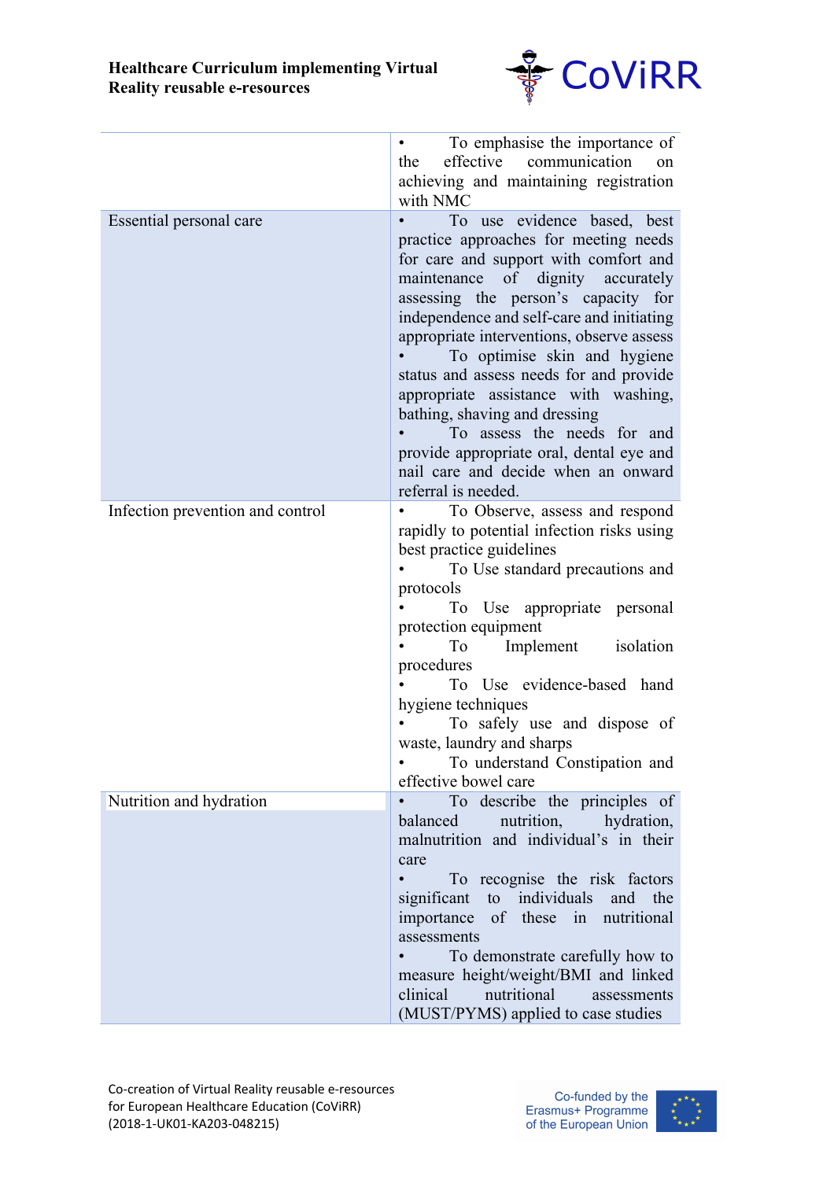| | |
|---|---|
| | • To emphasise the importance of the effective communication on achieving and maintaining registration with NMC |
| Essential personal care | • To use evidence based, best practice approaches for meeting needs for care and support with comfort and maintenance of dignity accurately assessing the person's capacity for independence and self-care and initiating appropriate interventions, observe assess<br>• To optimise skin and hygiene status and assess needs for and provide appropriate assistance with washing, bathing, shaving and dressing<br>• To assess the needs for and provide appropriate oral, dental eye and nail care and decide when an onward referral is needed. |
| Infection prevention and control | • To Observe, assess and respond rapidly to potential infection risks using best practice guidelines<br>• To Use standard precautions and protocols<br>• To Use appropriate personal protection equipment<br>• To Implement isolation procedures<br>• To Use evidence-based hand hygiene techniques<br>• To safely use and dispose of waste, laundry and sharps<br>• To understand Constipation and effective bowel care |
| Nutrition and hydration | • To describe the principles of balanced nutrition, hydration, malnutrition and individual's in their care<br>• To recognise the risk factors significant to individuals and the importance of these in nutritional assessments<br>• To demonstrate carefully how to measure height/weight/BMI and linked clinical nutritional assessments (MUST/PYMS) applied to case studies |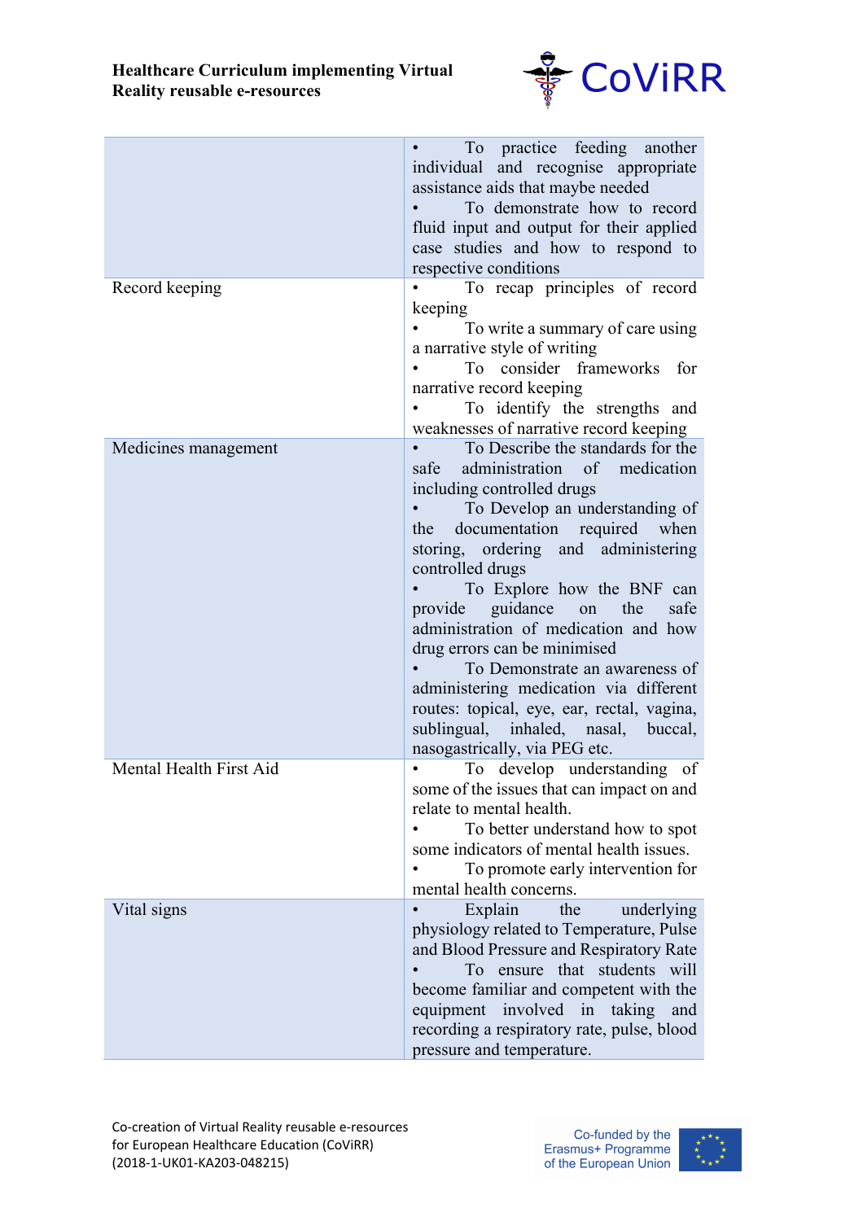| | |
|---|---|
| | • To practice feeding another individual and recognise appropriate assistance aids that maybe needed<br>• To demonstrate how to record fluid input and output for their applied case studies and how to respond to respective conditions |
| Record keeping | • To recap principles of record keeping<br>• To write a summary of care using a narrative style of writing<br>• To consider frameworks for narrative record keeping<br>• To identify the strengths and weaknesses of narrative record keeping |
| Medicines management | • To Describe the standards for the safe administration of medication including controlled drugs<br>• To Develop an understanding of the documentation required when storing, ordering and administering controlled drugs<br>• To Explore how the BNF can provide guidance on the safe administration of medication and how drug errors can be minimised<br>• To Demonstrate an awareness of administering medication via different routes: topical, eye, ear, rectal, vagina, sublingual, inhaled, nasal, buccal, nasogastrically, via PEG etc. |
| Mental Health First Aid | • To develop understanding of some of the issues that can impact on and relate to mental health.<br>• To better understand how to spot some indicators of mental health issues.<br>• To promote early intervention for mental health concerns. |
| Vital signs | • Explain the underlying physiology related to Temperature, Pulse and Blood Pressure and Respiratory Rate<br>• To ensure that students will become familiar and competent with the equipment involved in taking and recording a respiratory rate, pulse, blood pressure and temperature. |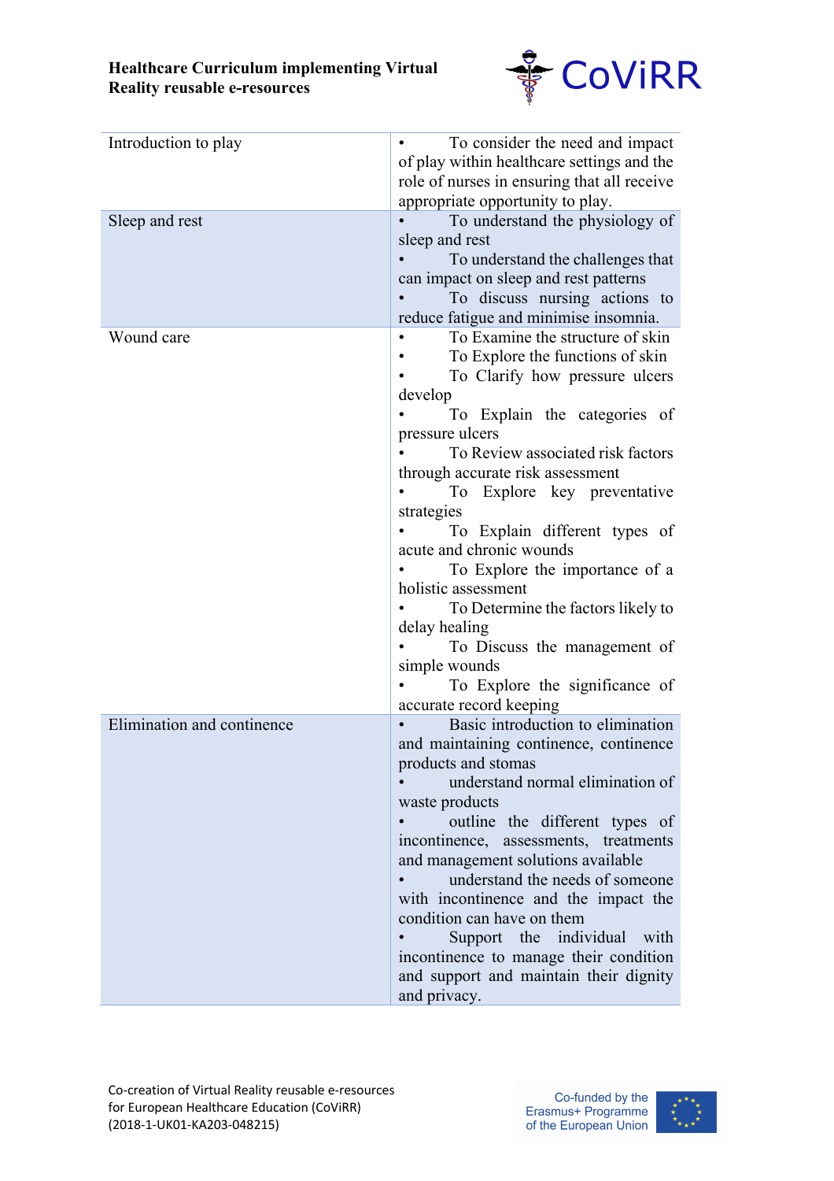| | |
|---|---|
| Introduction to play | • To consider the need and impact of play within healthcare settings and the role of nurses in ensuring that all receive appropriate opportunity to play. |
| Sleep and rest | • To understand the physiology of sleep and rest<br>• To understand the challenges that can impact on sleep and rest patterns<br>• To discuss nursing actions to reduce fatigue and minimise insomnia. |
| Wound care | • To Examine the structure of skin<br>• To Explore the functions of skin<br>• To Clarify how pressure ulcers develop<br>• To Explain the categories of pressure ulcers<br>• To Review associated risk factors through accurate risk assessment<br>• To Explore key preventative strategies<br>• To Explain different types of acute and chronic wounds<br>• To Explore the importance of a holistic assessment<br>• To Determine the factors likely to delay healing<br>• To Discuss the management of simple wounds<br>• To Explore the significance of accurate record keeping |
| Elimination and continence | • Basic introduction to elimination and maintaining continence, continence products and stomas<br>• understand normal elimination of waste products<br>• outline the different types of incontinence, assessments, treatments and management solutions available<br>• understand the needs of someone with incontinence and the impact the condition can have on them<br>• Support the individual with incontinence to manage their condition and support and maintain their dignity and privacy. |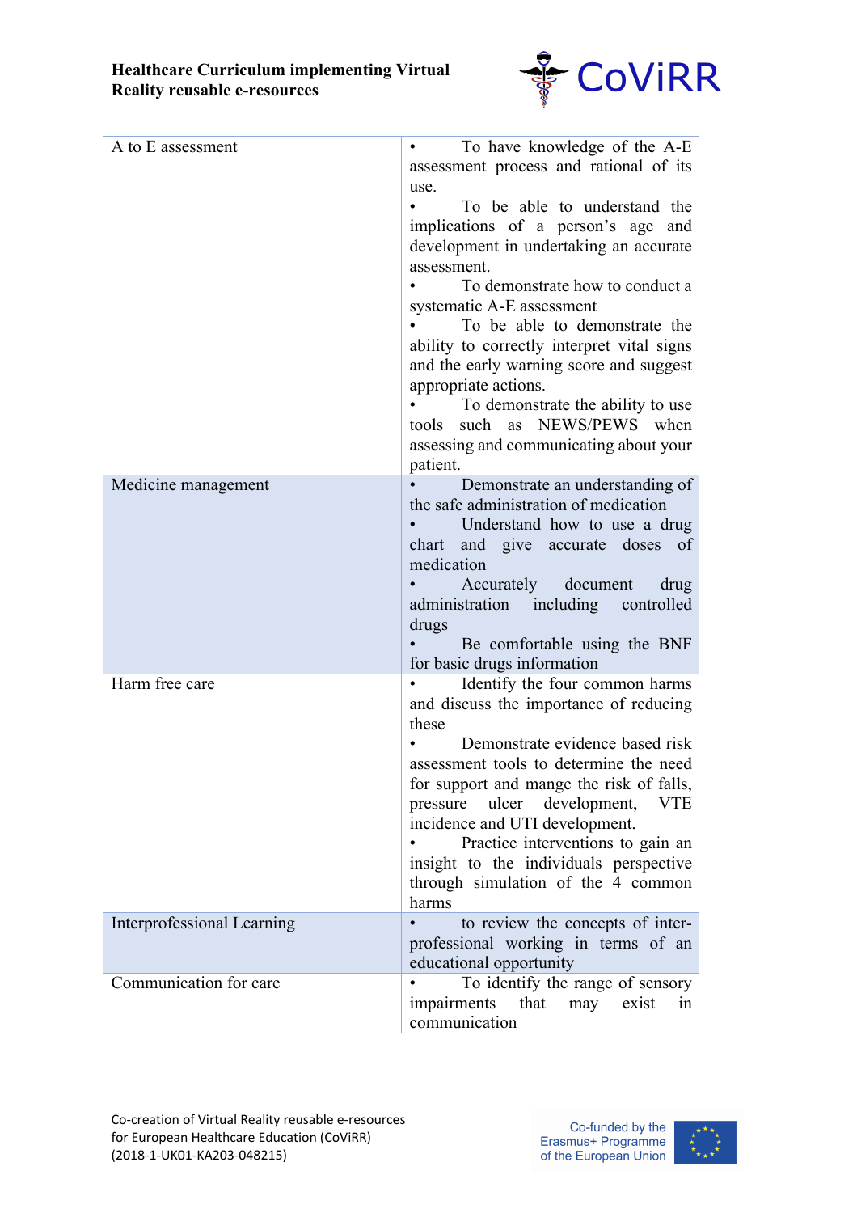| | |
|---|---|
| A to E assessment | • To have knowledge of the A-E assessment process and rational of its use.<br>• To be able to understand the implications of a person's age and development in undertaking an accurate assessment.<br>• To demonstrate how to conduct a systematic A-E assessment<br>• To be able to demonstrate the ability to correctly interpret vital signs and the early warning score and suggest appropriate actions.<br>• To demonstrate the ability to use tools such as NEWS/PEWS when assessing and communicating about your patient. |
| Medicine management | • Demonstrate an understanding of the safe administration of medication<br>• Understand how to use a drug chart and give accurate doses of medication<br>• Accurately document drug administration including controlled drugs<br>• Be comfortable using the BNF for basic drugs information |
| Harm free care | • Identify the four common harms and discuss the importance of reducing these<br>• Demonstrate evidence based risk assessment tools to determine the need for support and mange the risk of falls, pressure ulcer development, VTE incidence and UTI development.<br>• Practice interventions to gain an insight to the individuals perspective through simulation of the 4 common harms |
| Interprofessional Learning | • to review the concepts of inter-professional working in terms of an educational opportunity |
| Communication for care | • To identify the range of sensory impairments that may exist in communication |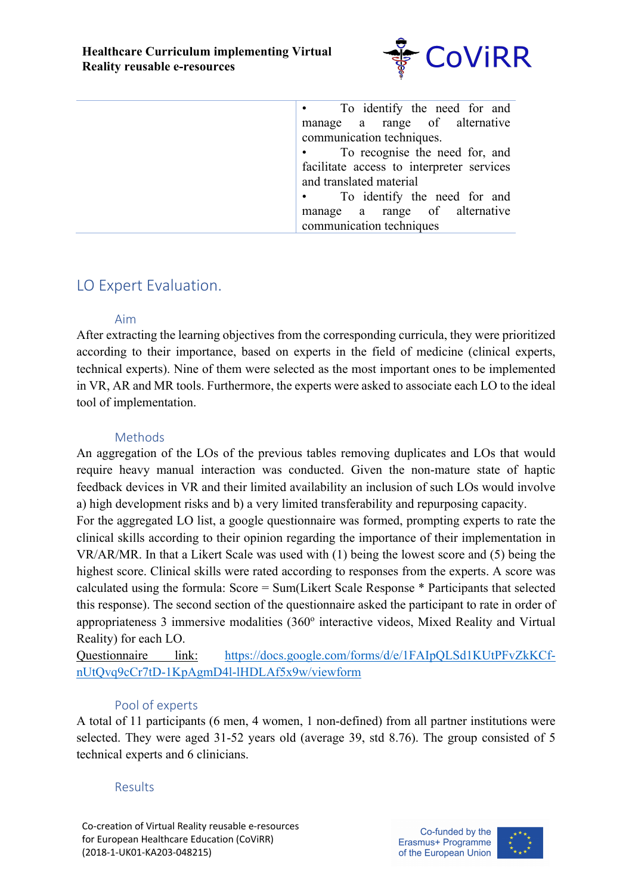|  | • To identify the need for and manage a range of alternative communication techniques.<br>• To recognise the need for, and facilitate access to interpreter services and translated material<br>• To identify the need for and manage a range of alternative communication techniques |
|---|---|

## LO Expert Evaluation.

### Aim

After extracting the learning objectives from the corresponding curricula, they were prioritized according to their importance, based on experts in the field of medicine (clinical experts, technical experts). Nine of them were selected as the most important ones to be implemented in VR, AR and MR tools. Furthermore, the experts were asked to associate each LO to the ideal tool of implementation.

### Methods

An aggregation of the LOs of the previous tables removing duplicates and LOs that would require heavy manual interaction was conducted. Given the non-mature state of haptic feedback devices in VR and their limited availability an inclusion of such LOs would involve a) high development risks and b) a very limited transferability and repurposing capacity.

For the aggregated LO list, a google questionnaire was formed, prompting experts to rate the clinical skills according to their opinion regarding the importance of their implementation in VR/AR/MR. In that a Likert Scale was used with (1) being the lowest score and (5) being the highest score. Clinical skills were rated according to responses from the experts. A score was calculated using the formula: Score = Sum(Likert Scale Response * Participants that selected this response). The second section of the questionnaire asked the participant to rate in order of appropriateness 3 immersive modalities (360$^{o}$ interactive videos, Mixed Reality and Virtual Reality) for each LO.

Questionnaire link: https://docs.google.com/forms/d/e/1FAIpQLSd1KUtPFvZkKCf-nUtQvq9cCr7tD-1KpAgmD4l-lHDLAf5x9w/viewform

### Pool of experts

A total of 11 participants (6 men, 4 women, 1 non-defined) from all partner institutions were selected. They were aged 31-52 years old (average 39, std 8.76). The group consisted of 5 technical experts and 6 clinicians.

### Results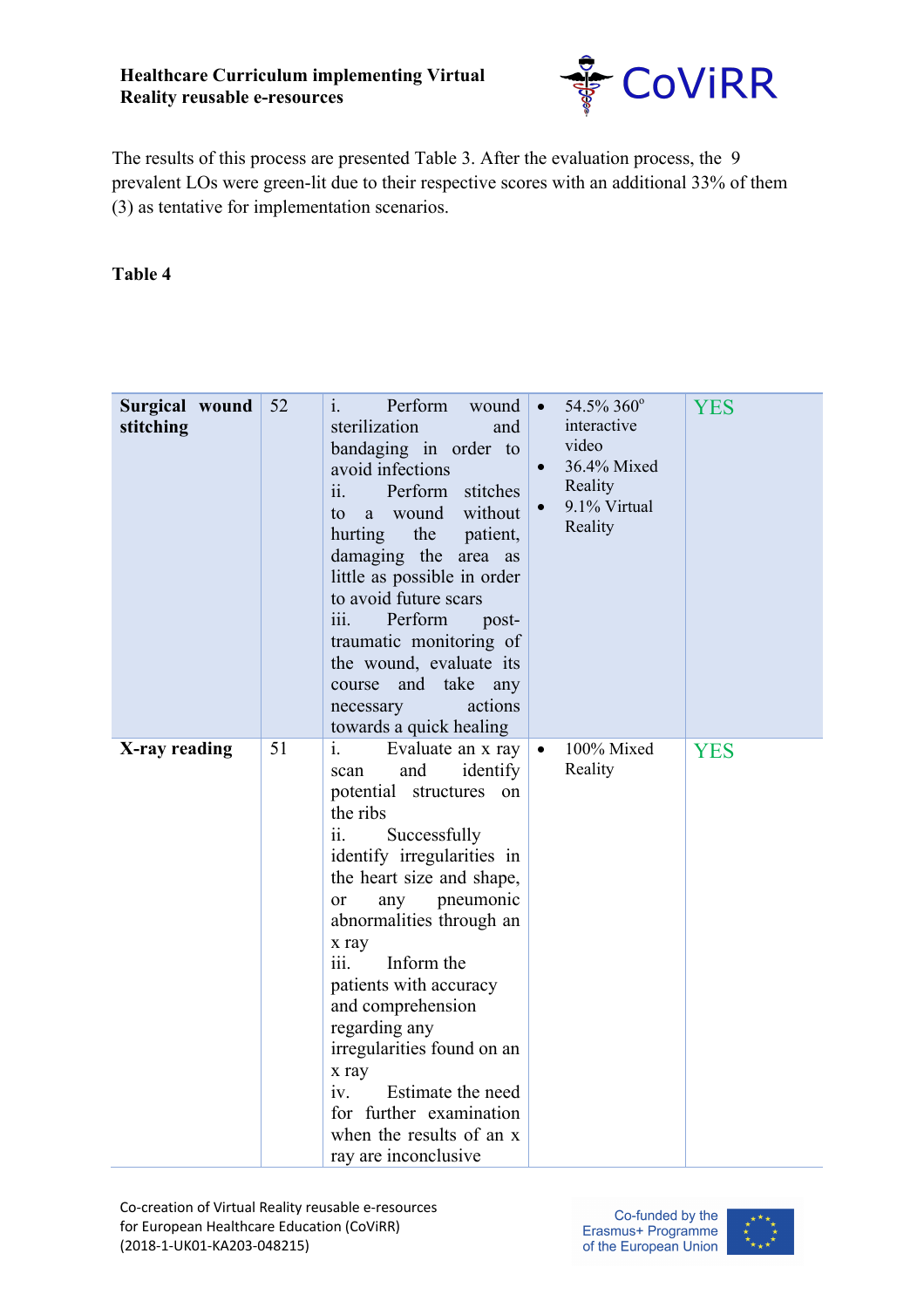The results of this process are presented Table 3. After the evaluation process, the 9 prevalent LOs were green-lit due to their respective scores with an additional 33% of them (3) as tentative for implementation scenarios.

**Table 4**

| | | | | |
|---|---|---|---|---|
| **Surgical wound stitching** | 52 | i. Perform wound sterilization and bandaging in order to avoid infections<br>ii. Perform stitches to a wound without hurting the patient, damaging the area as little as possible in order to avoid future scars<br>iii. Perform post-traumatic monitoring of the wound, evaluate its course and take any necessary actions towards a quick healing | • 54.5% 360° interactive video<br>• 36.4% Mixed Reality<br>• 9.1% Virtual Reality | YES |
| **X-ray reading** | 51 | i. Evaluate an x ray scan and identify potential structures on the ribs<br>ii. Successfully identify irregularities in the heart size and shape, or any pneumonic abnormalities through an x ray<br>iii. Inform the patients with accuracy and comprehension regarding any irregularities found on an x ray<br>iv. Estimate the need for further examination when the results of an x ray are inconclusive | • 100% Mixed Reality | YES |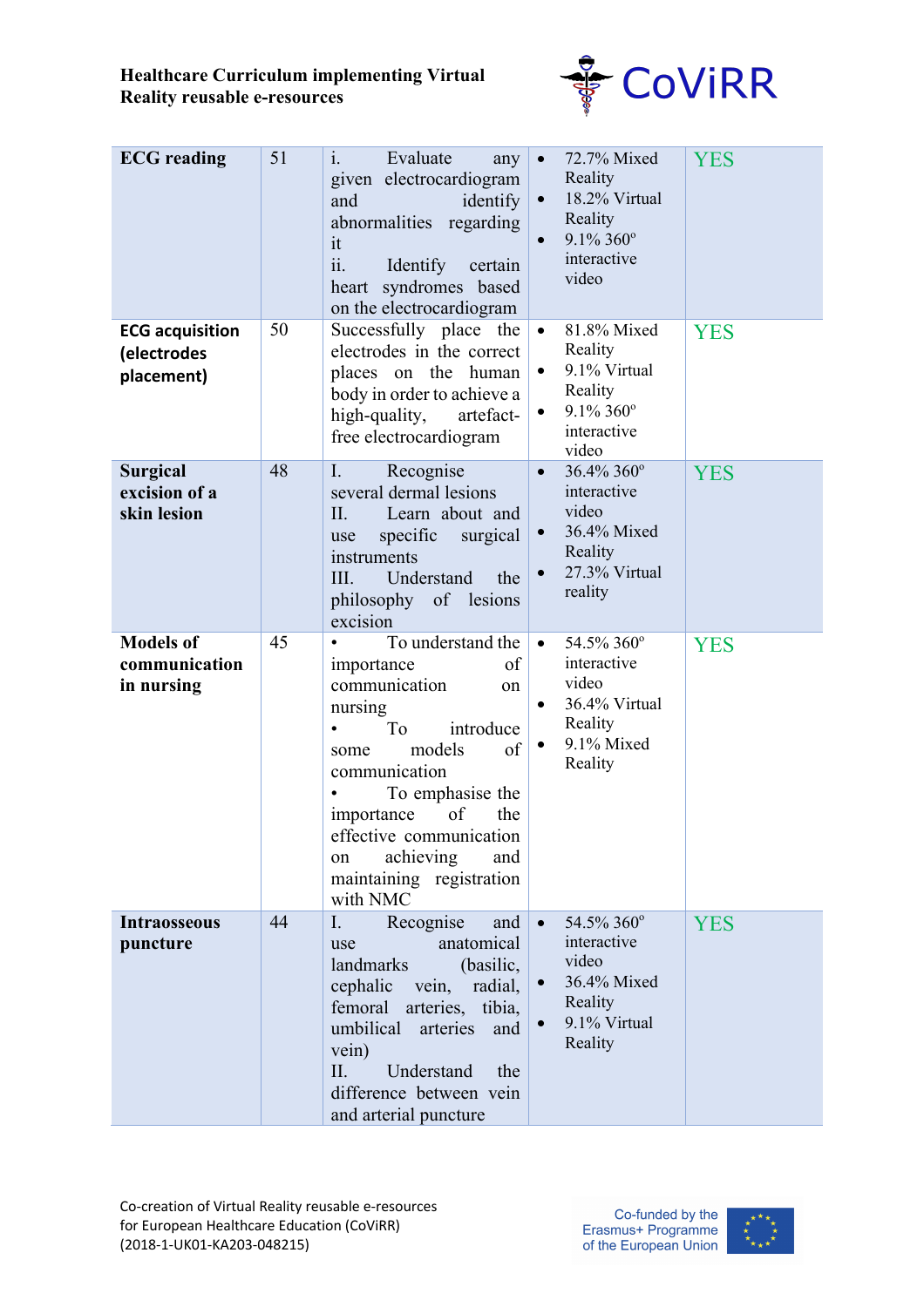| ECG reading | 51 | i. Evaluate any given electrocardiogram and identify abnormalities regarding it<br>ii. Identify certain heart syndromes based on the electrocardiogram | • 72.7% Mixed Reality<br>• 18.2% Virtual Reality<br>• 9.1% 360° interactive video | YES |
|---|---|---|---|---|
| **ECG acquisition (electrodes placement)** | 50 | Successfully place the electrodes in the correct places on the human body in order to achieve a high-quality, artefact-free electrocardiogram | • 81.8% Mixed Reality<br>• 9.1% Virtual Reality<br>• 9.1% 360° interactive video | YES |
| **Surgical excision of a skin lesion** | 48 | I. Recognise several dermal lesions<br>II. Learn about and use specific surgical instruments<br>III. Understand the philosophy of lesions excision | • 36.4% 360° interactive video<br>• 36.4% Mixed Reality<br>• 27.3% Virtual reality | YES |
| **Models of communication in nursing** | 45 | • To understand the importance of communication on nursing<br>• To introduce some models of communication<br>• To emphasise the importance of the effective communication on achieving and maintaining registration with NMC | • 54.5% 360° interactive video<br>• 36.4% Virtual Reality<br>• 9.1% Mixed Reality | YES |
| **Intraosseous puncture** | 44 | I. Recognise and use anatomical landmarks (basilic, cephalic vein, radial, femoral arteries, tibia, umbilical arteries and vein)<br>II. Understand the difference between vein and arterial puncture | • 54.5% 360° interactive video<br>• 36.4% Mixed Reality<br>• 9.1% Virtual Reality | YES |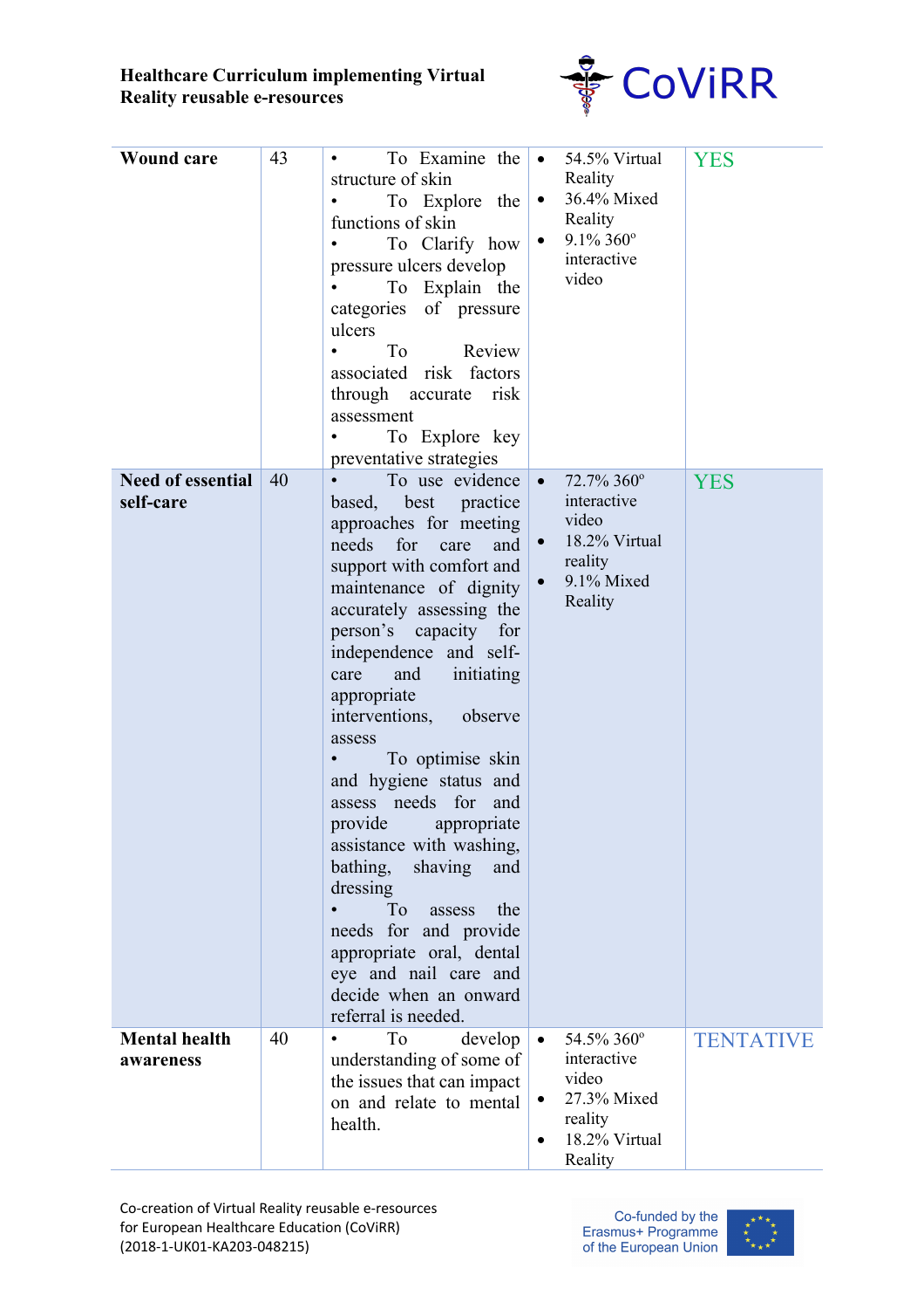| | | | | |
|---|---|---|---|---|
| **Wound care** | 43 | • To Examine the structure of skin<br>• To Explore the functions of skin<br>• To Clarify how pressure ulcers develop<br>• To Explain the categories of pressure ulcers<br>• To Review associated risk factors through accurate risk assessment<br>• To Explore key preventative strategies | • 54.5% Virtual Reality<br>• 36.4% Mixed Reality<br>• 9.1% 360° interactive video | YES |
| **Need of essential self-care** | 40 | • To use evidence based, best practice approaches for meeting needs for care and support with comfort and maintenance of dignity accurately assessing the person's capacity for independence and self-care and initiating appropriate interventions, observe assess<br>• To optimise skin and hygiene status and assess needs for and provide appropriate assistance with washing, bathing, shaving and dressing<br>• To assess the needs for and provide appropriate oral, dental eye and nail care and decide when an onward referral is needed. | • 72.7% 360° interactive video<br>• 18.2% Virtual reality<br>• 9.1% Mixed Reality | YES |
| **Mental health awareness** | 40 | • To develop understanding of some of the issues that can impact on and relate to mental health. | • 54.5% 360° interactive video<br>• 27.3% Mixed reality<br>• 18.2% Virtual Reality | TENTATIVE |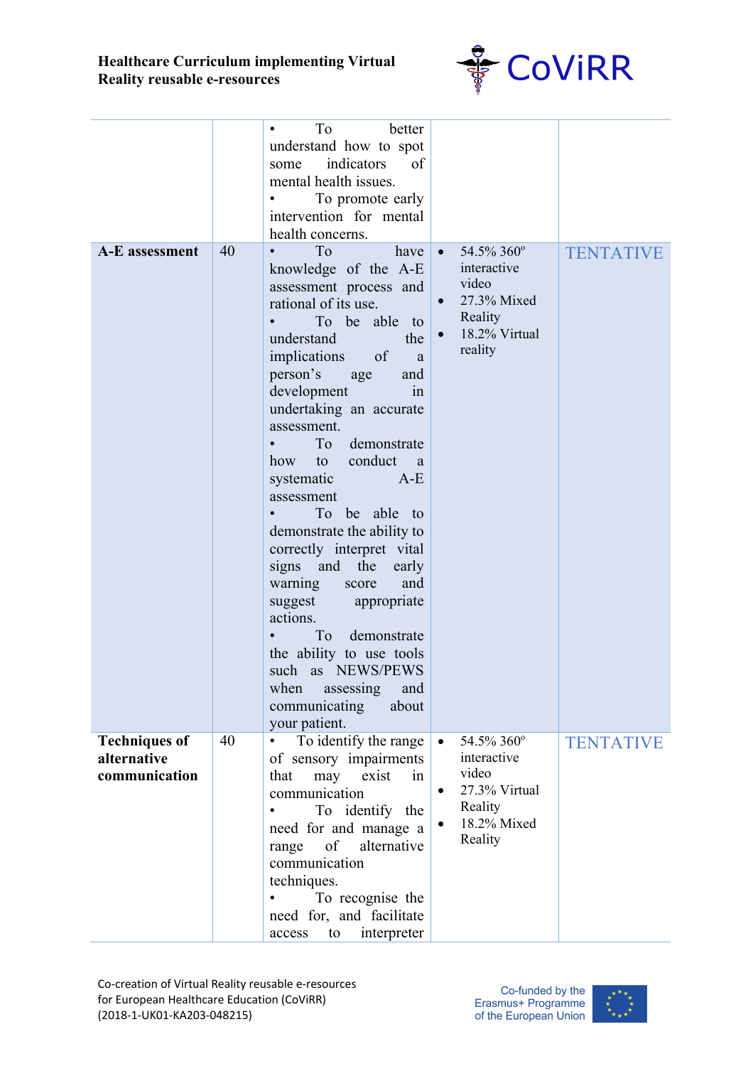| | | | | |
|---|---|---|---|---|
| | | • To better understand how to spot some indicators of mental health issues.<br>• To promote early intervention for mental health concerns. | | |
| **A-E assessment** | 40 | • To have knowledge of the A-E assessment process and rational of its use.<br>• To be able to understand the implications of a person's age and development in undertaking an accurate assessment.<br>• To demonstrate how to conduct a systematic A-E assessment<br>• To be able to demonstrate the ability to correctly interpret vital signs and the early warning score and suggest appropriate actions.<br>• To demonstrate the ability to use tools such as NEWS/PEWS when assessing and communicating about your patient. | • 54.5% 360º interactive video<br>• 27.3% Mixed Reality<br>• 18.2% Virtual reality | TENTATIVE |
| **Techniques of alternative communication** | 40 | • To identify the range of sensory impairments that may exist in communication<br>• To identify the need for and manage a range of alternative communication techniques.<br>• To recognise the need for, and facilitate access to interpreter | • 54.5% 360º interactive video<br>• 27.3% Virtual Reality<br>• 18.2% Mixed Reality | TENTATIVE |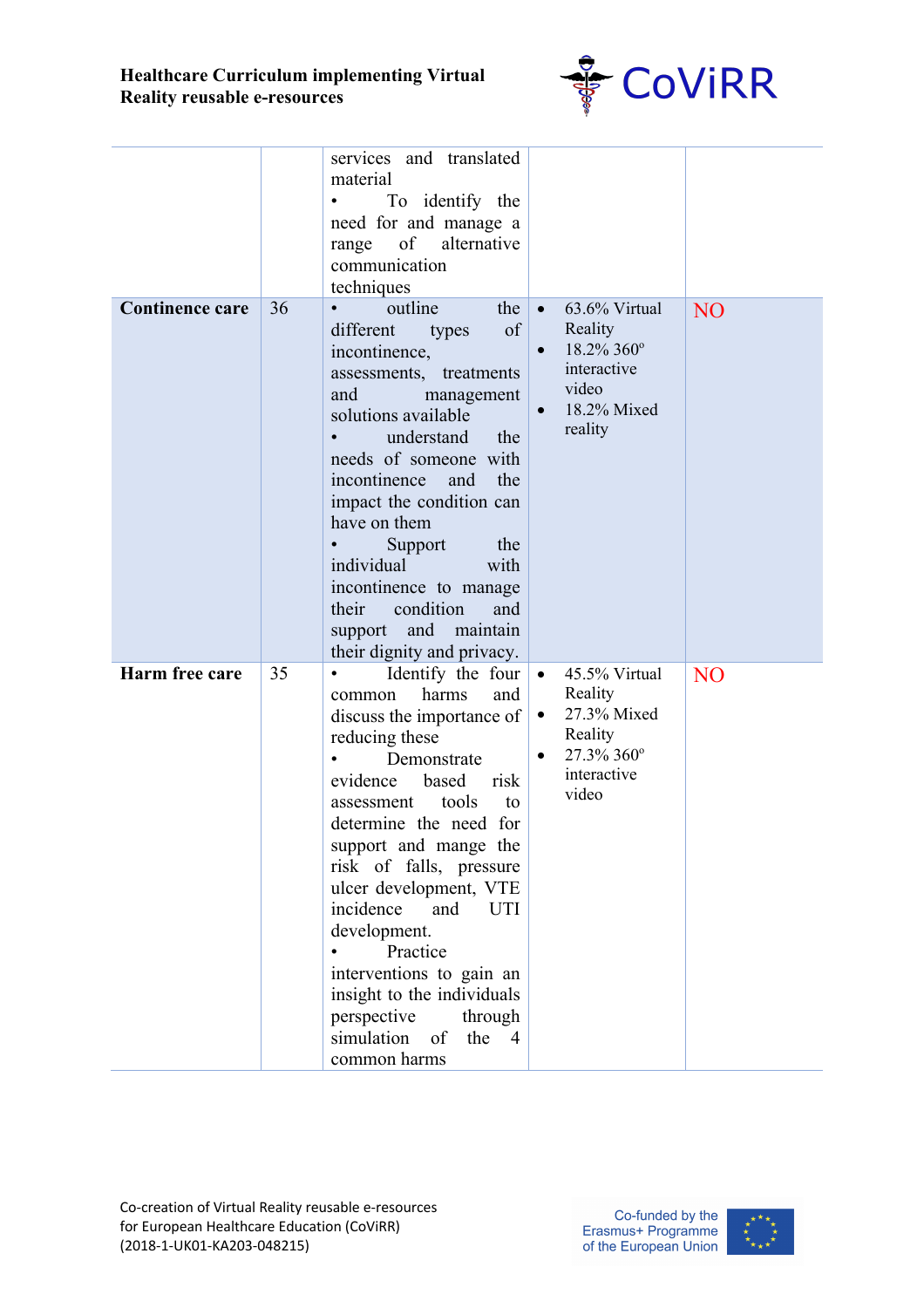| | | | | |
|---|---|---|---|---|
| | | services and translated material<br>• To identify the need for and manage a range of alternative communication techniques | | |
| **Continence care** | 36 | • outline the different types of incontinence, assessments, treatments and management solutions available<br>• understand the needs of someone with incontinence and the impact the condition can have on them<br>• Support the individual with incontinence to manage their condition and support and maintain their dignity and privacy. | • 63.6% Virtual Reality<br>• 18.2% 360º interactive video<br>• 18.2% Mixed reality | NO |
| **Harm free care** | 35 | • Identify the four common harms and discuss the importance of reducing these<br>• Demonstrate evidence based risk assessment tools to determine the need for support and mange the risk of falls, pressure ulcer development, VTE incidence and UTI development.<br>• Practice interventions to gain an insight to the individuals perspective through simulation of the 4 common harms | • 45.5% Virtual Reality<br>• 27.3% Mixed Reality<br>• 27.3% 360º interactive video | NO |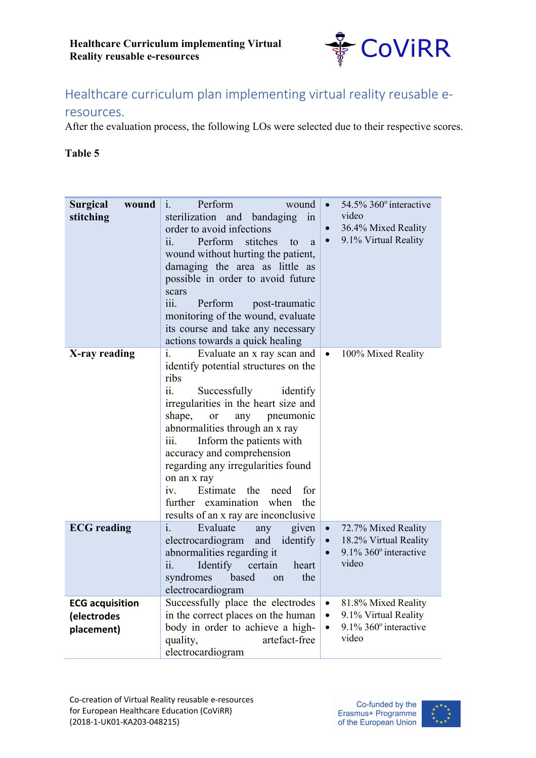## Healthcare curriculum plan implementing virtual reality reusable e-resources.

After the evaluation process, the following LOs were selected due to their respective scores.

**Table 5**

| **Surgical wound stitching** | i. Perform wound sterilization and bandaging in order to avoid infections<br>ii. Perform stitches to a wound without hurting the patient, damaging the area as little as possible in order to avoid future scars<br>iii. Perform post-traumatic monitoring of the wound, evaluate its course and take any necessary actions towards a quick healing | • 54.5% 360° interactive video<br>• 36.4% Mixed Reality<br>• 9.1% Virtual Reality |
|---|---|---|
| **X-ray reading** | i. Evaluate an x ray scan and identify potential structures on the ribs<br>ii. Successfully identify irregularities in the heart size and shape, or any pneumonic abnormalities through an x ray<br>iii. Inform the patients with accuracy and comprehension regarding any irregularities found on an x ray<br>iv. Estimate the need for further examination when the results of an x ray are inconclusive | • 100% Mixed Reality |
| **ECG reading** | i. Evaluate any given electrocardiogram and identify abnormalities regarding it<br>ii. Identify certain heart syndromes based on the electrocardiogram | • 72.7% Mixed Reality<br>• 18.2% Virtual Reality<br>• 9.1% 360° interactive video |
| **ECG acquisition (electrodes placement)** | Successfully place the electrodes in the correct places on the human body in order to achieve a high-quality, artefact-free electrocardiogram | • 81.8% Mixed Reality<br>• 9.1% Virtual Reality<br>• 9.1% 360° interactive video |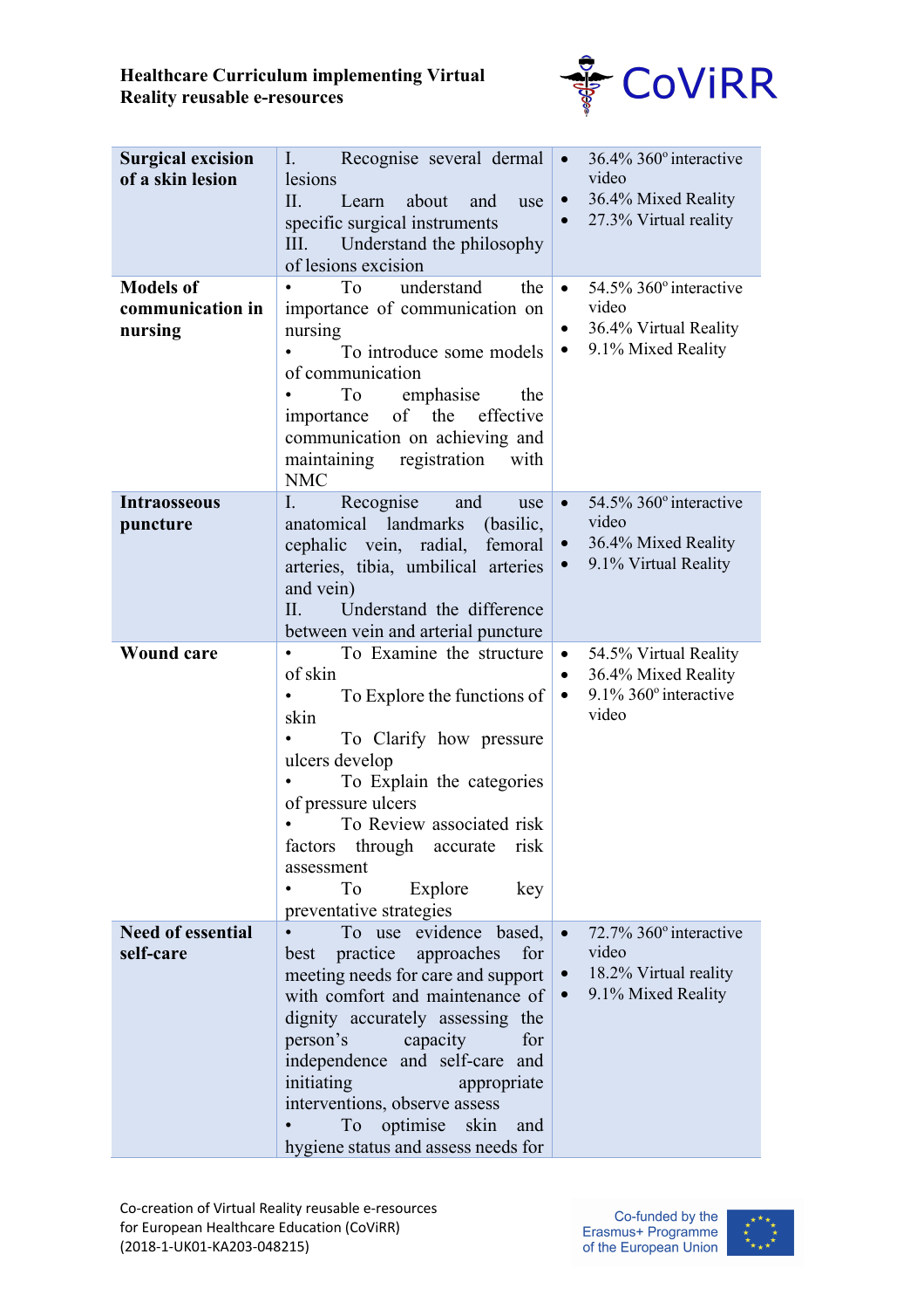| | | |
|---|---|---|
| **Surgical excision of a skin lesion** | I. Recognise several dermal lesions<br>II. Learn about and use specific surgical instruments<br>III. Understand the philosophy of lesions excision | • 36.4% 360º interactive video<br>• 36.4% Mixed Reality<br>• 27.3% Virtual reality |
| **Models of communication in nursing** | • To understand the importance of communication on nursing<br>• To introduce some models of communication<br>• To emphasise the importance of the effective communication on achieving and maintaining registration with NMC | • 54.5% 360º interactive video<br>• 36.4% Virtual Reality<br>• 9.1% Mixed Reality |
| **Intraosseous puncture** | I. Recognise and use anatomical landmarks (basilic, cephalic vein, radial, femoral arteries, tibia, umbilical arteries and vein)<br>II. Understand the difference between vein and arterial puncture | • 54.5% 360º interactive video<br>• 36.4% Mixed Reality<br>• 9.1% Virtual Reality |
| **Wound care** | • To Examine the structure of skin<br>• To Explore the functions of skin<br>• To Clarify how pressure ulcers develop<br>• To Explain the categories of pressure ulcers<br>• To Review associated risk factors through accurate risk assessment<br>• To Explore key preventative strategies | • 54.5% Virtual Reality<br>• 36.4% Mixed Reality<br>• 9.1% 360º interactive video |
| **Need of essential self-care** | • To use evidence based, best practice approaches for meeting needs for care and support with comfort and maintenance of dignity accurately assessing the person's capacity for independence and self-care and initiating appropriate interventions, observe assess<br>• To optimise skin and hygiene status and assess needs for | • 72.7% 360º interactive video<br>• 18.2% Virtual reality<br>• 9.1% Mixed Reality |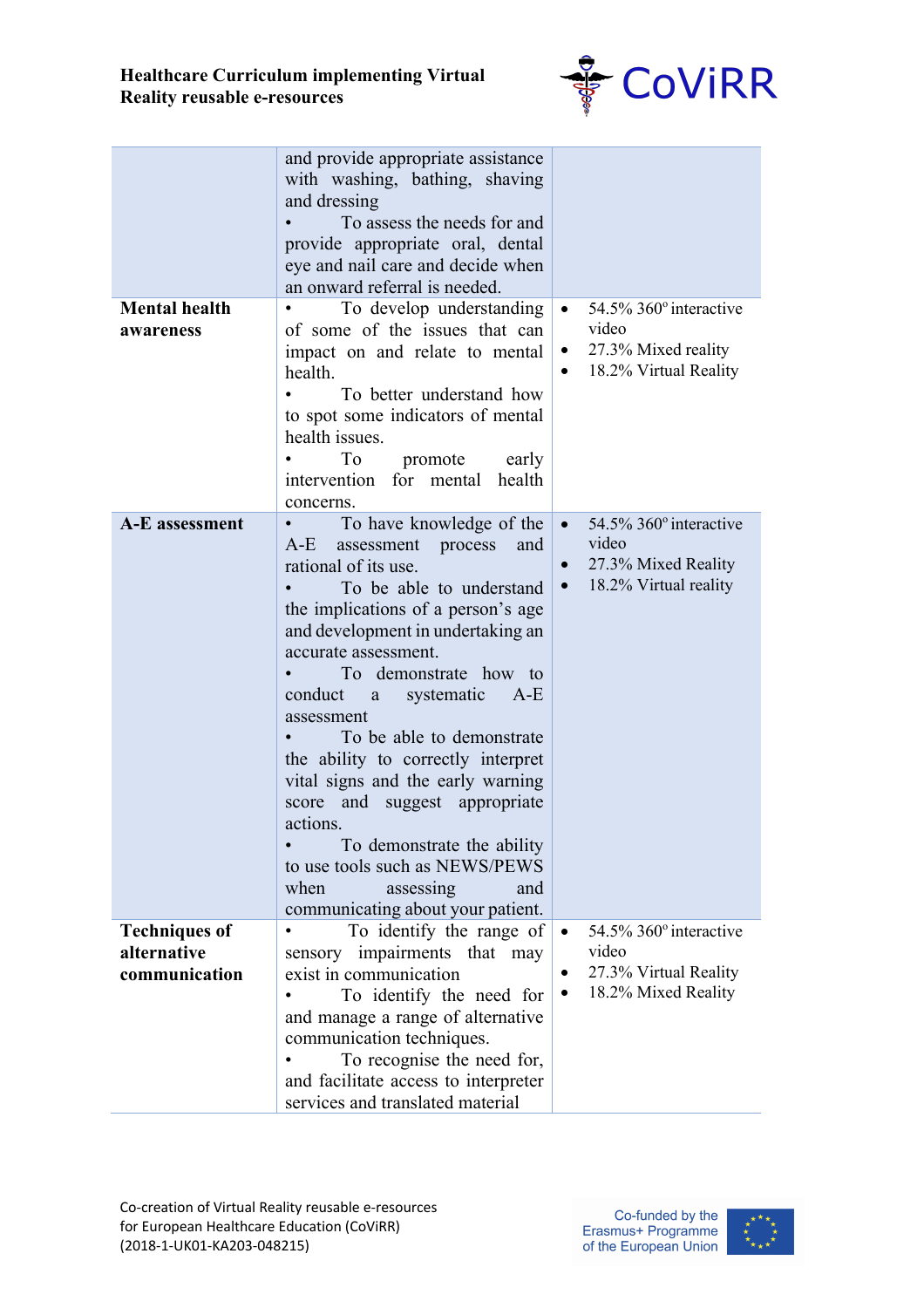| | | |
|---|---|---|
| | and provide appropriate assistance with washing, bathing, shaving and dressing<br>• To assess the needs for and provide appropriate oral, dental eye and nail care and decide when an onward referral is needed. | |
| **Mental health awareness** | • To develop understanding of some of the issues that can impact on and relate to mental health.<br>• To better understand how to spot some indicators of mental health issues.<br>• To promote early intervention for mental health concerns. | • 54.5% 360º interactive video<br>• 27.3% Mixed reality<br>• 18.2% Virtual Reality |
| **A-E assessment** | • To have knowledge of the A-E assessment process and rational of its use.<br>• To be able to understand the implications of a person's age and development in undertaking an accurate assessment.<br>• To demonstrate how to conduct a systematic A-E assessment<br>• To be able to demonstrate the ability to correctly interpret vital signs and the early warning score and suggest appropriate actions.<br>• To demonstrate the ability to use tools such as NEWS/PEWS when assessing and communicating about your patient. | • 54.5% 360º interactive video<br>• 27.3% Mixed Reality<br>• 18.2% Virtual reality |
| **Techniques of alternative communication** | • To identify the range of sensory impairments that may exist in communication<br>• To identify the need for and manage a range of alternative communication techniques.<br>• To recognise the need for, and facilitate access to interpreter services and translated material | • 54.5% 360º interactive video<br>• 27.3% Virtual Reality<br>• 18.2% Mixed Reality |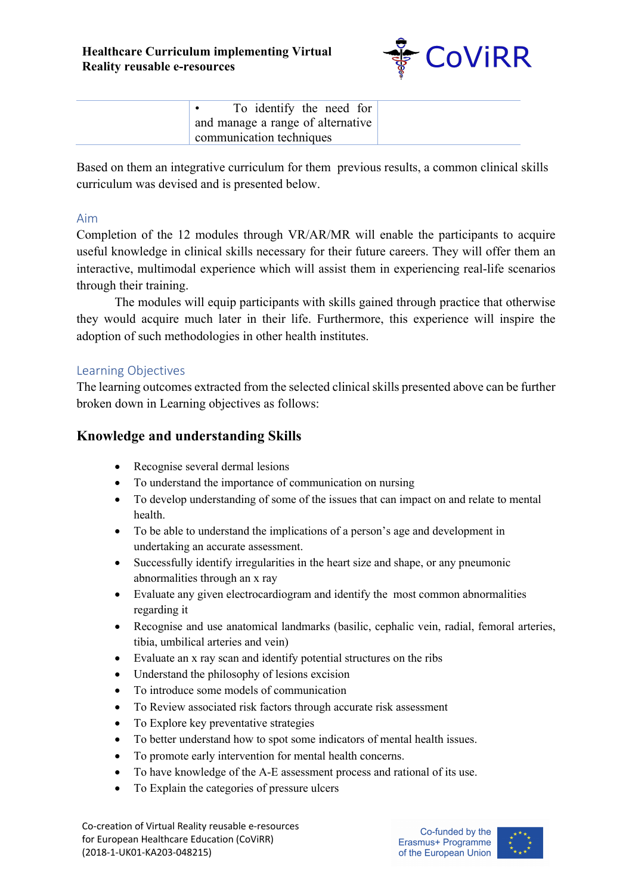|  | • To identify the need for and manage a range of alternative communication techniques |  |
| --- | --- | --- |

Based on them an integrative curriculum for them previous results, a common clinical skills curriculum was devised and is presented below.

## Aim

Completion of the 12 modules through VR/AR/MR will enable the participants to acquire useful knowledge in clinical skills necessary for their future careers. They will offer them an interactive, multimodal experience which will assist them in experiencing real-life scenarios through their training.

The modules will equip participants with skills gained through practice that otherwise they would acquire much later in their life. Furthermore, this experience will inspire the adoption of such methodologies in other health institutes.

## Learning Objectives

The learning outcomes extracted from the selected clinical skills presented above can be further broken down in Learning objectives as follows:

### Knowledge and understanding Skills

- Recognise several dermal lesions
- To understand the importance of communication on nursing
- To develop understanding of some of the issues that can impact on and relate to mental health.
- To be able to understand the implications of a person's age and development in undertaking an accurate assessment.
- Successfully identify irregularities in the heart size and shape, or any pneumonic abnormalities through an x ray
- Evaluate any given electrocardiogram and identify the most common abnormalities regarding it
- Recognise and use anatomical landmarks (basilic, cephalic vein, radial, femoral arteries, tibia, umbilical arteries and vein)
- Evaluate an x ray scan and identify potential structures on the ribs
- Understand the philosophy of lesions excision
- To introduce some models of communication
- To Review associated risk factors through accurate risk assessment
- To Explore key preventative strategies
- To better understand how to spot some indicators of mental health issues.
- To promote early intervention for mental health concerns.
- To have knowledge of the A-E assessment process and rational of its use.
- To Explain the categories of pressure ulcers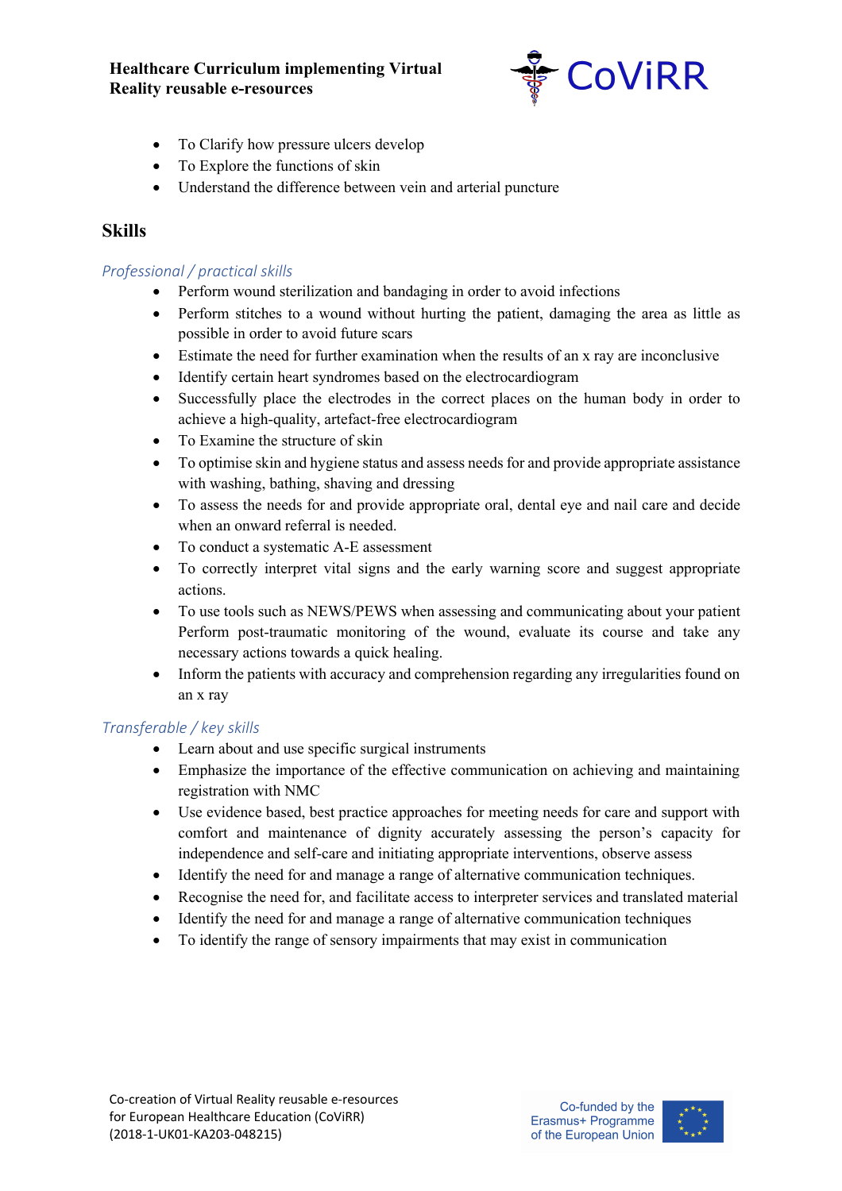- To Clarify how pressure ulcers develop
- To Explore the functions of skin
- Understand the difference between vein and arterial puncture

## Skills

### *Professional / practical skills*

- Perform wound sterilization and bandaging in order to avoid infections
- Perform stitches to a wound without hurting the patient, damaging the area as little as possible in order to avoid future scars
- Estimate the need for further examination when the results of an x ray are inconclusive
- Identify certain heart syndromes based on the electrocardiogram
- Successfully place the electrodes in the correct places on the human body in order to achieve a high-quality, artefact-free electrocardiogram
- To Examine the structure of skin
- To optimise skin and hygiene status and assess needs for and provide appropriate assistance with washing, bathing, shaving and dressing
- To assess the needs for and provide appropriate oral, dental eye and nail care and decide when an onward referral is needed.
- To conduct a systematic A-E assessment
- To correctly interpret vital signs and the early warning score and suggest appropriate actions.
- To use tools such as NEWS/PEWS when assessing and communicating about your patient Perform post-traumatic monitoring of the wound, evaluate its course and take any necessary actions towards a quick healing.
- Inform the patients with accuracy and comprehension regarding any irregularities found on an x ray

### *Transferable / key skills*

- Learn about and use specific surgical instruments
- Emphasize the importance of the effective communication on achieving and maintaining registration with NMC
- Use evidence based, best practice approaches for meeting needs for care and support with comfort and maintenance of dignity accurately assessing the person's capacity for independence and self-care and initiating appropriate interventions, observe assess
- Identify the need for and manage a range of alternative communication techniques.
- Recognise the need for, and facilitate access to interpreter services and translated material
- Identify the need for and manage a range of alternative communication techniques
- To identify the range of sensory impairments that may exist in communication